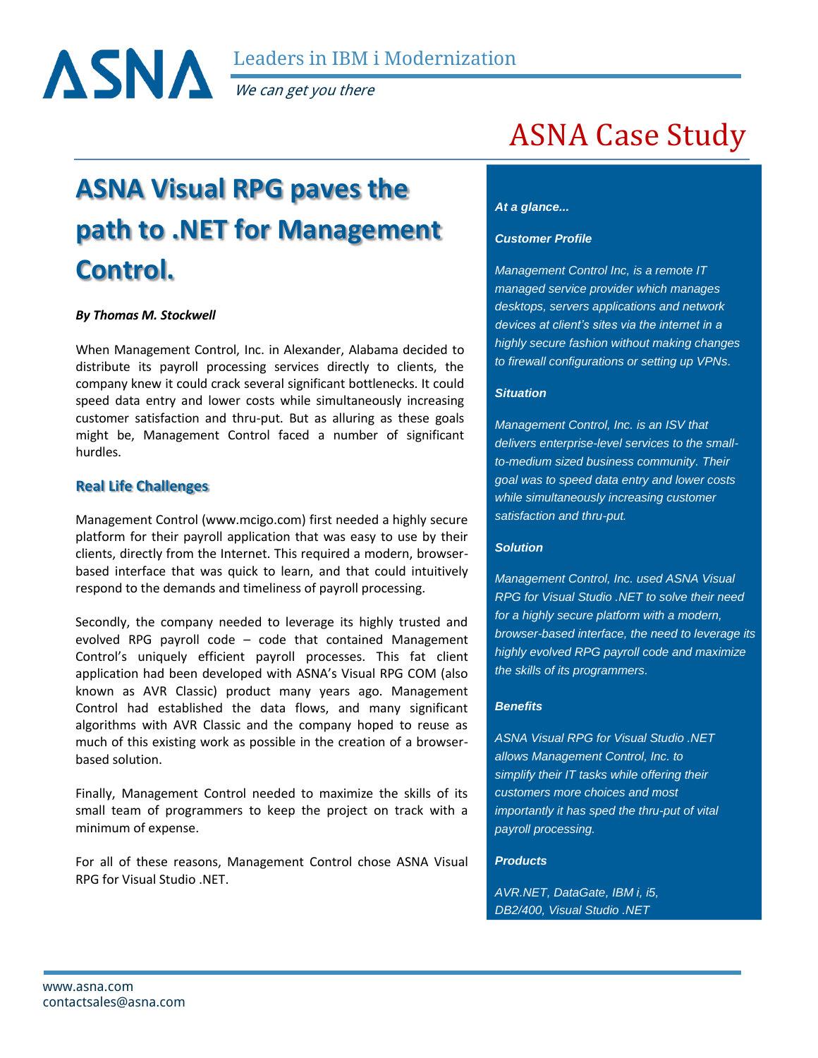# ASNA

Leaders in IBM i Modernization

*We can get you there*

## ASNA Case Study

# ASNA Visual RPG paves the path to .NET for Management Control.

***By Thomas M. Stockwell***

When Management Control, Inc. in Alexander, Alabama decided to distribute its payroll processing services directly to clients, the company knew it could crack several significant bottlenecks. It could speed data entry and lower costs while simultaneously increasing customer satisfaction and thru-put. But as alluring as these goals might be, Management Control faced a number of significant hurdles.

### Real Life Challenges

Management Control (www.mcigo.com) first needed a highly secure platform for their payroll application that was easy to use by their clients, directly from the Internet. This required a modern, browser-based interface that was quick to learn, and that could intuitively respond to the demands and timeliness of payroll processing.

Secondly, the company needed to leverage its highly trusted and evolved RPG payroll code – code that contained Management Control's uniquely efficient payroll processes. This fat client application had been developed with ASNA's Visual RPG COM (also known as AVR Classic) product many years ago. Management Control had established the data flows, and many significant algorithms with AVR Classic and the company hoped to reuse as much of this existing work as possible in the creation of a browser-based solution.

Finally, Management Control needed to maximize the skills of its small team of programmers to keep the project on track with a minimum of expense.

For all of these reasons, Management Control chose ASNA Visual RPG for Visual Studio .NET.

***At a glance...***

***Customer Profile***

*Management Control Inc, is a remote IT managed service provider which manages desktops, servers applications and network devices at client's sites via the internet in a highly secure fashion without making changes to firewall configurations or setting up VPNs.*

***Situation***

*Management Control, Inc. is an ISV that delivers enterprise-level services to the small-to-medium sized business community. Their goal was to speed data entry and lower costs while simultaneously increasing customer satisfaction and thru-put.*

***Solution***

*Management Control, Inc. used ASNA Visual RPG for Visual Studio .NET to solve their need for a highly secure platform with a modern, browser-based interface, the need to leverage its highly evolved RPG payroll code and maximize the skills of its programmers.*

***Benefits***

*ASNA Visual RPG for Visual Studio .NET allows Management Control, Inc. to simplify their IT tasks while offering their customers more choices and most importantly it has sped the thru-put of vital payroll processing.*

***Products***

*AVR.NET, DataGate, IBM i, i5, DB2/400, Visual Studio .NET*

www.asna.com
contactsales@asna.com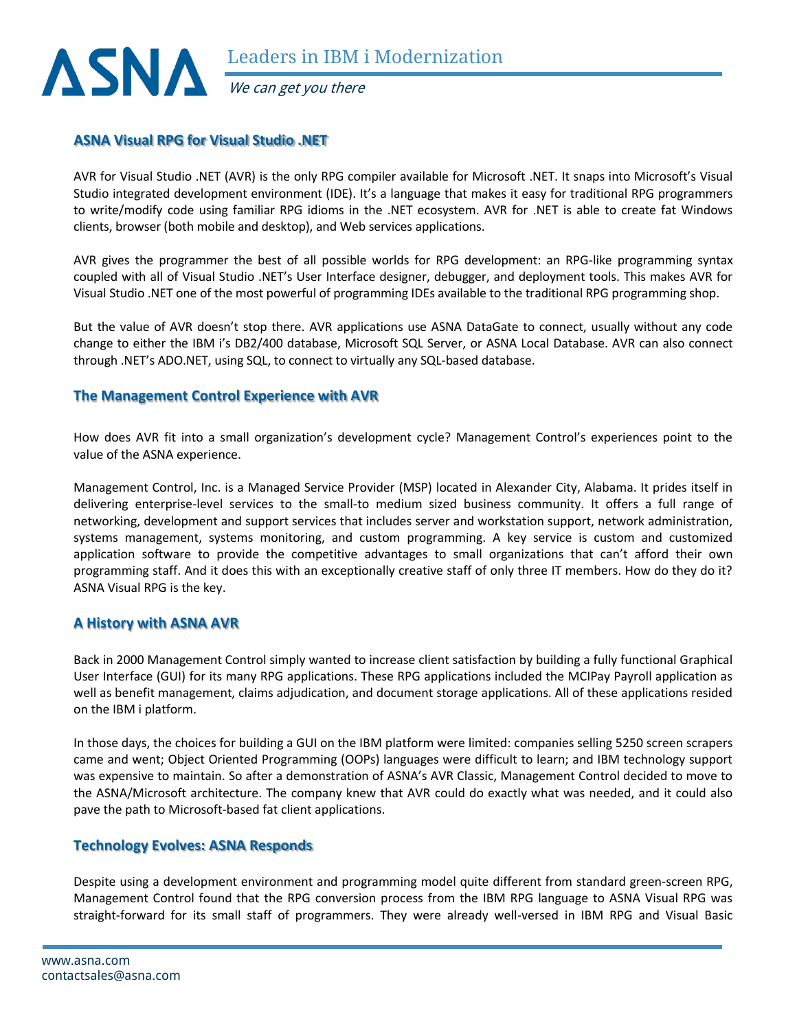## ASNA Visual RPG for Visual Studio .NET

AVR for Visual Studio .NET (AVR) is the only RPG compiler available for Microsoft .NET. It snaps into Microsoft's Visual Studio integrated development environment (IDE). It's a language that makes it easy for traditional RPG programmers to write/modify code using familiar RPG idioms in the .NET ecosystem. AVR for .NET is able to create fat Windows clients, browser (both mobile and desktop), and Web services applications.

AVR gives the programmer the best of all possible worlds for RPG development: an RPG-like programming syntax coupled with all of Visual Studio .NET's User Interface designer, debugger, and deployment tools. This makes AVR for Visual Studio .NET one of the most powerful of programming IDEs available to the traditional RPG programming shop.

But the value of AVR doesn't stop there. AVR applications use ASNA DataGate to connect, usually without any code change to either the IBM i's DB2/400 database, Microsoft SQL Server, or ASNA Local Database. AVR can also connect through .NET's ADO.NET, using SQL, to connect to virtually any SQL-based database.

## The Management Control Experience with AVR

How does AVR fit into a small organization's development cycle? Management Control's experiences point to the value of the ASNA experience.

Management Control, Inc. is a Managed Service Provider (MSP) located in Alexander City, Alabama. It prides itself in delivering enterprise-level services to the small-to medium sized business community. It offers a full range of networking, development and support services that includes server and workstation support, network administration, systems management, systems monitoring, and custom programming. A key service is custom and customized application software to provide the competitive advantages to small organizations that can't afford their own programming staff. And it does this with an exceptionally creative staff of only three IT members. How do they do it? ASNA Visual RPG is the key.

## A History with ASNA AVR

Back in 2000 Management Control simply wanted to increase client satisfaction by building a fully functional Graphical User Interface (GUI) for its many RPG applications. These RPG applications included the MCIPay Payroll application as well as benefit management, claims adjudication, and document storage applications. All of these applications resided on the IBM i platform.

In those days, the choices for building a GUI on the IBM platform were limited: companies selling 5250 screen scrapers came and went; Object Oriented Programming (OOPs) languages were difficult to learn; and IBM technology support was expensive to maintain. So after a demonstration of ASNA's AVR Classic, Management Control decided to move to the ASNA/Microsoft architecture. The company knew that AVR could do exactly what was needed, and it could also pave the path to Microsoft-based fat client applications.

## Technology Evolves: ASNA Responds

Despite using a development environment and programming model quite different from standard green-screen RPG, Management Control found that the RPG conversion process from the IBM RPG language to ASNA Visual RPG was straight-forward for its small staff of programmers. They were already well-versed in IBM RPG and Visual Basic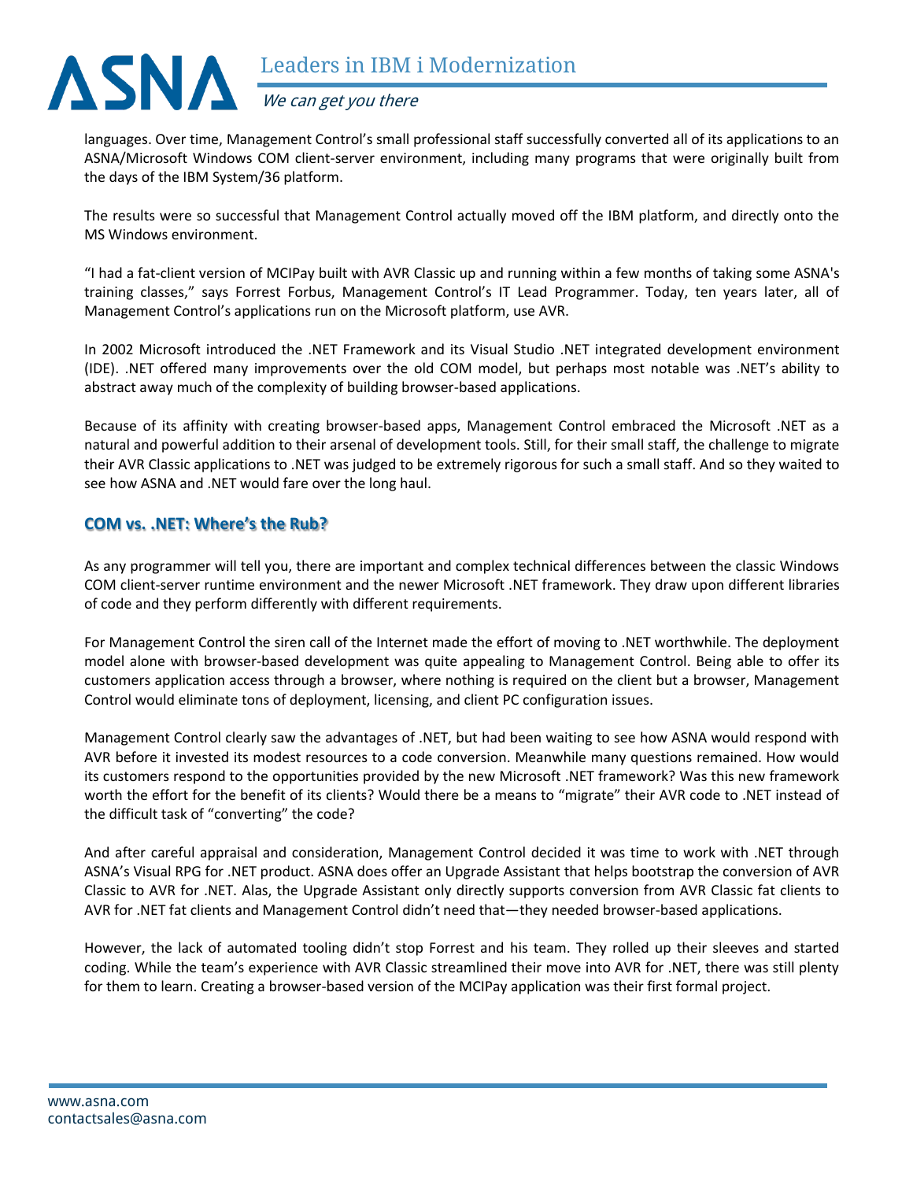languages. Over time, Management Control's small professional staff successfully converted all of its applications to an ASNA/Microsoft Windows COM client-server environment, including many programs that were originally built from the days of the IBM System/36 platform.

The results were so successful that Management Control actually moved off the IBM platform, and directly onto the MS Windows environment.

"I had a fat-client version of MCIPay built with AVR Classic up and running within a few months of taking some ASNA's training classes," says Forrest Forbus, Management Control's IT Lead Programmer. Today, ten years later, all of Management Control's applications run on the Microsoft platform, use AVR.

In 2002 Microsoft introduced the .NET Framework and its Visual Studio .NET integrated development environment (IDE). .NET offered many improvements over the old COM model, but perhaps most notable was .NET's ability to abstract away much of the complexity of building browser-based applications.

Because of its affinity with creating browser-based apps, Management Control embraced the Microsoft .NET as a natural and powerful addition to their arsenal of development tools. Still, for their small staff, the challenge to migrate their AVR Classic applications to .NET was judged to be extremely rigorous for such a small staff. And so they waited to see how ASNA and .NET would fare over the long haul.

## COM vs. .NET: Where's the Rub?

As any programmer will tell you, there are important and complex technical differences between the classic Windows COM client-server runtime environment and the newer Microsoft .NET framework. They draw upon different libraries of code and they perform differently with different requirements.

For Management Control the siren call of the Internet made the effort of moving to .NET worthwhile. The deployment model alone with browser-based development was quite appealing to Management Control. Being able to offer its customers application access through a browser, where nothing is required on the client but a browser, Management Control would eliminate tons of deployment, licensing, and client PC configuration issues.

Management Control clearly saw the advantages of .NET, but had been waiting to see how ASNA would respond with AVR before it invested its modest resources to a code conversion. Meanwhile many questions remained. How would its customers respond to the opportunities provided by the new Microsoft .NET framework? Was this new framework worth the effort for the benefit of its clients? Would there be a means to "migrate" their AVR code to .NET instead of the difficult task of "converting" the code?

And after careful appraisal and consideration, Management Control decided it was time to work with .NET through ASNA's Visual RPG for .NET product. ASNA does offer an Upgrade Assistant that helps bootstrap the conversion of AVR Classic to AVR for .NET. Alas, the Upgrade Assistant only directly supports conversion from AVR Classic fat clients to AVR for .NET fat clients and Management Control didn't need that—they needed browser-based applications.

However, the lack of automated tooling didn't stop Forrest and his team. They rolled up their sleeves and started coding. While the team's experience with AVR Classic streamlined their move into AVR for .NET, there was still plenty for them to learn. Creating a browser-based version of the MCIPay application was their first formal project.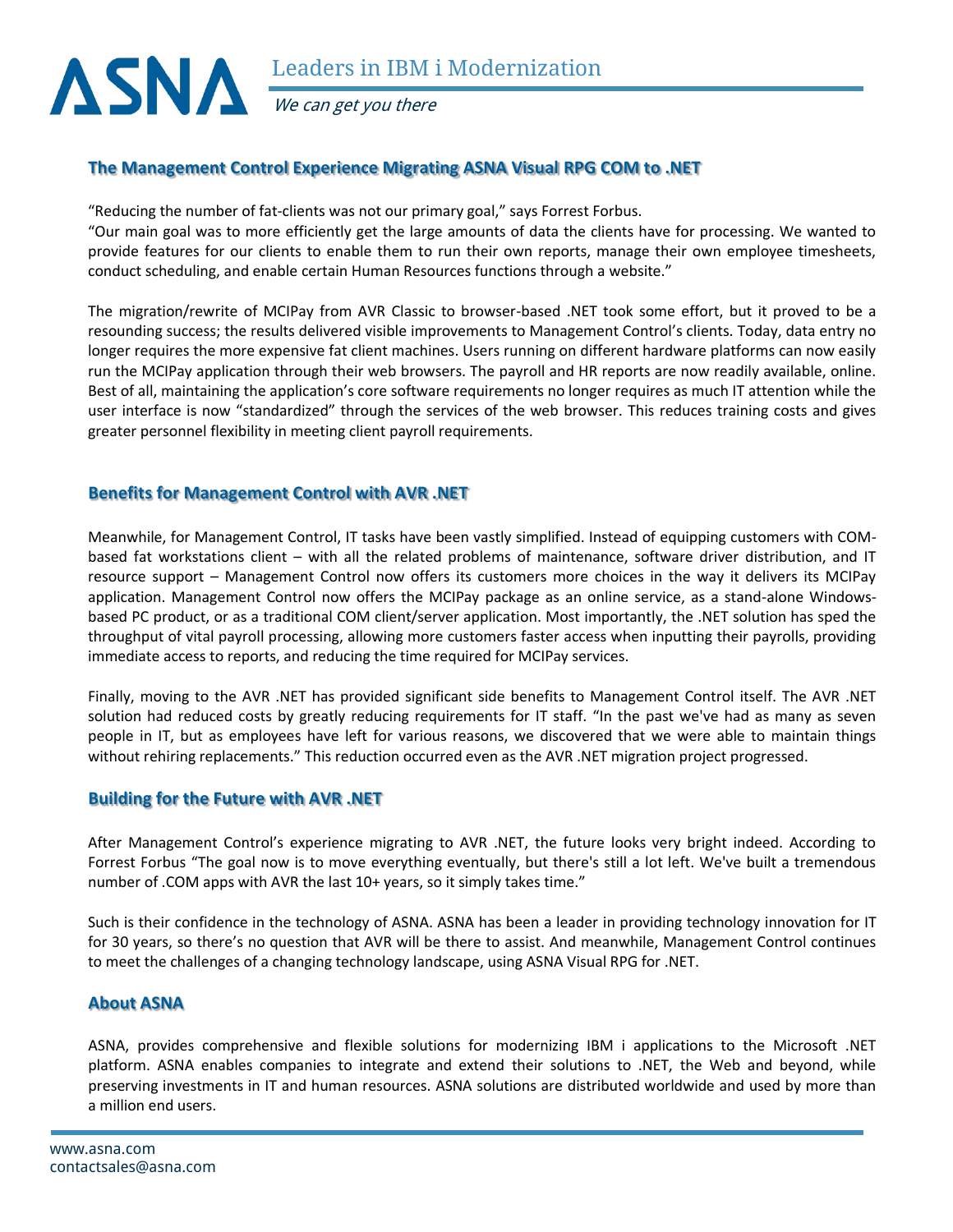## The Management Control Experience Migrating ASNA Visual RPG COM to .NET

"Reducing the number of fat-clients was not our primary goal," says Forrest Forbus.
"Our main goal was to more efficiently get the large amounts of data the clients have for processing. We wanted to provide features for our clients to enable them to run their own reports, manage their own employee timesheets, conduct scheduling, and enable certain Human Resources functions through a website."

The migration/rewrite of MCIPay from AVR Classic to browser-based .NET took some effort, but it proved to be a resounding success; the results delivered visible improvements to Management Control's clients. Today, data entry no longer requires the more expensive fat client machines. Users running on different hardware platforms can now easily run the MCIPay application through their web browsers. The payroll and HR reports are now readily available, online. Best of all, maintaining the application's core software requirements no longer requires as much IT attention while the user interface is now "standardized" through the services of the web browser. This reduces training costs and gives greater personnel flexibility in meeting client payroll requirements.

## Benefits for Management Control with AVR .NET

Meanwhile, for Management Control, IT tasks have been vastly simplified. Instead of equipping customers with COM-based fat workstations client – with all the related problems of maintenance, software driver distribution, and IT resource support – Management Control now offers its customers more choices in the way it delivers its MCIPay application. Management Control now offers the MCIPay package as an online service, as a stand-alone Windows-based PC product, or as a traditional COM client/server application. Most importantly, the .NET solution has sped the throughput of vital payroll processing, allowing more customers faster access when inputting their payrolls, providing immediate access to reports, and reducing the time required for MCIPay services.

Finally, moving to the AVR .NET has provided significant side benefits to Management Control itself. The AVR .NET solution had reduced costs by greatly reducing requirements for IT staff. "In the past we've had as many as seven people in IT, but as employees have left for various reasons, we discovered that we were able to maintain things without rehiring replacements." This reduction occurred even as the AVR .NET migration project progressed.

## Building for the Future with AVR .NET

After Management Control's experience migrating to AVR .NET, the future looks very bright indeed. According to Forrest Forbus "The goal now is to move everything eventually, but there's still a lot left. We've built a tremendous number of .COM apps with AVR the last 10+ years, so it simply takes time."

Such is their confidence in the technology of ASNA. ASNA has been a leader in providing technology innovation for IT for 30 years, so there's no question that AVR will be there to assist. And meanwhile, Management Control continues to meet the challenges of a changing technology landscape, using ASNA Visual RPG for .NET.

## About ASNA

ASNA, provides comprehensive and flexible solutions for modernizing IBM i applications to the Microsoft .NET platform. ASNA enables companies to integrate and extend their solutions to .NET, the Web and beyond, while preserving investments in IT and human resources. ASNA solutions are distributed worldwide and used by more than a million end users.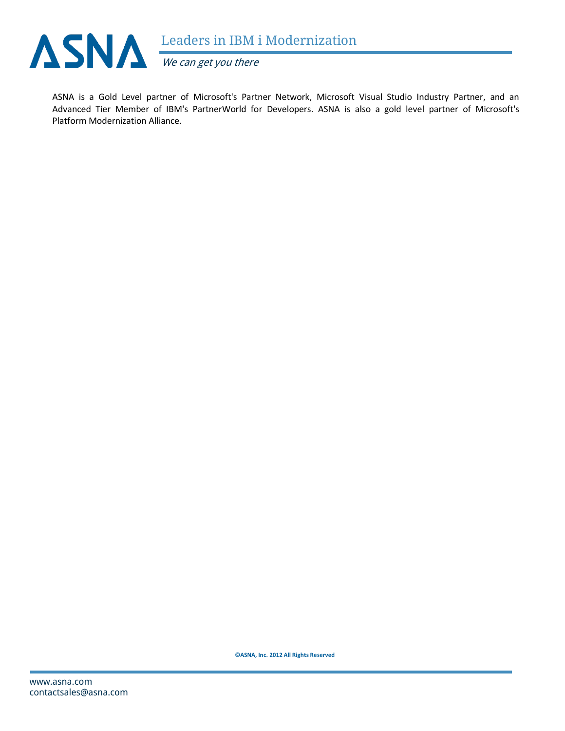ASNA is a Gold Level partner of Microsoft's Partner Network, Microsoft Visual Studio Industry Partner, and an Advanced Tier Member of IBM's PartnerWorld for Developers. ASNA is also a gold level partner of Microsoft's Platform Modernization Alliance.

**©ASNA, Inc. 2012 All Rights Reserved**